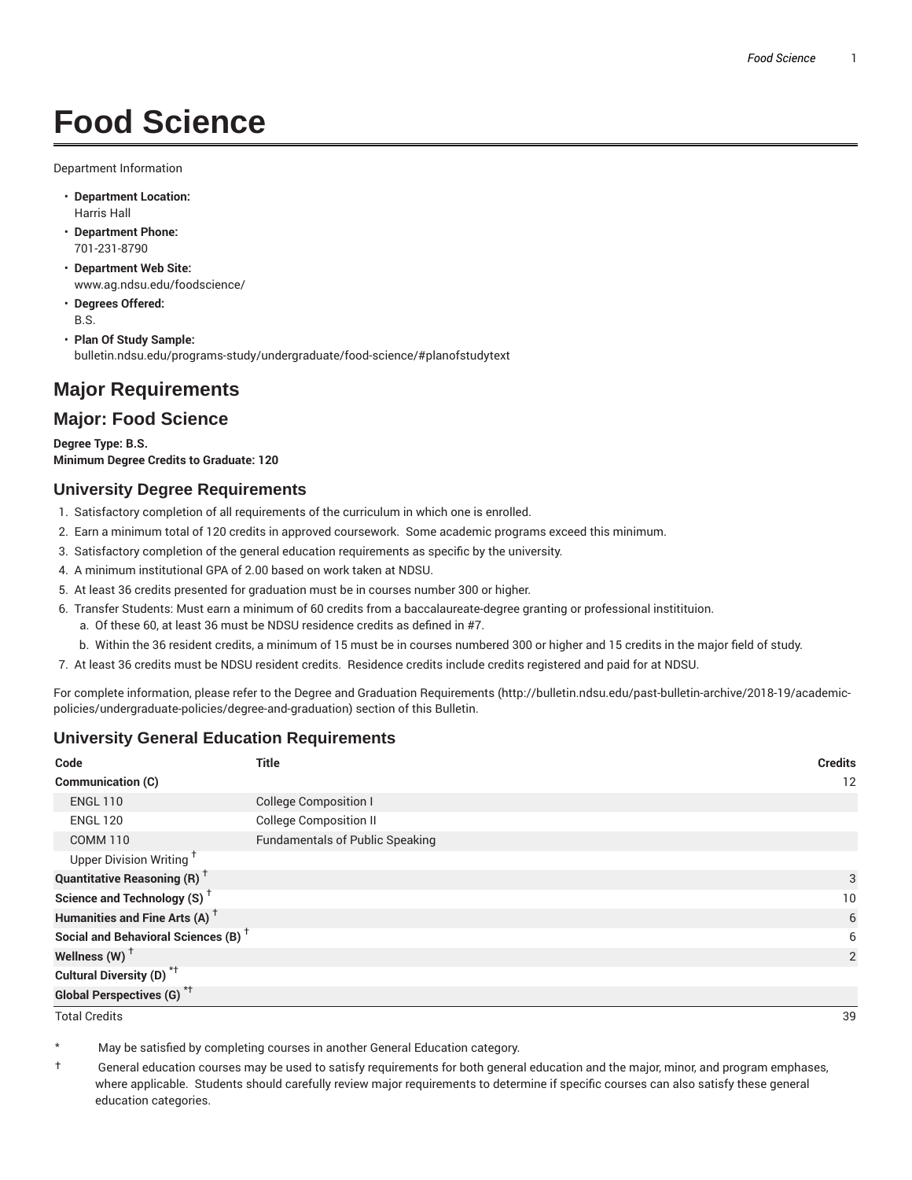# Food Science

Department Information

- **Department Location:**
  Harris Hall
- **Department Phone:**
  701-231-8790
- **Department Web Site:**
  www.ag.ndsu.edu/foodscience/
- **Degrees Offered:**
  B.S.
- **Plan Of Study Sample:**
  bulletin.ndsu.edu/programs-study/undergraduate/food-science/#planofstudytext

## Major Requirements

## Major: Food Science

**Degree Type: B.S.**
**Minimum Degree Credits to Graduate: 120**

### University Degree Requirements

1. Satisfactory completion of all requirements of the curriculum in which one is enrolled.
2. Earn a minimum total of 120 credits in approved coursework. Some academic programs exceed this minimum.
3. Satisfactory completion of the general education requirements as specific by the university.
4. A minimum institutional GPA of 2.00 based on work taken at NDSU.
5. At least 36 credits presented for graduation must be in courses number 300 or higher.
6. Transfer Students: Must earn a minimum of 60 credits from a baccalaureate-degree granting or professional instititution.
   a. Of these 60, at least 36 must be NDSU residence credits as defined in #7.
   b. Within the 36 resident credits, a minimum of 15 must be in courses numbered 300 or higher and 15 credits in the major field of study.
7. At least 36 credits must be NDSU resident credits. Residence credits include credits registered and paid for at NDSU.

For complete information, please refer to the Degree and Graduation Requirements (http://bulletin.ndsu.edu/past-bulletin-archive/2018-19/academic-policies/undergraduate-policies/degree-and-graduation) section of this Bulletin.

### University General Education Requirements

| Code | Title | Credits |
|---|---|---|
| **Communication (C)** | | 12 |
| ENGL 110 | College Composition I | |
| ENGL 120 | College Composition II | |
| COMM 110 | Fundamentals of Public Speaking | |
| Upper Division Writing † | | |
| **Quantitative Reasoning (R) †** | | 3 |
| **Science and Technology (S) †** | | 10 |
| **Humanities and Fine Arts (A) †** | | 6 |
| **Social and Behavioral Sciences (B) †** | | 6 |
| **Wellness (W) †** | | 2 |
| **Cultural Diversity (D) *†** | | |
| **Global Perspectives (G) *†** | | |
| Total Credits | | 39 |

\* May be satisfied by completing courses in another General Education category.

† General education courses may be used to satisfy requirements for both general education and the major, minor, and program emphases, where applicable. Students should carefully review major requirements to determine if specific courses can also satisfy these general education categories.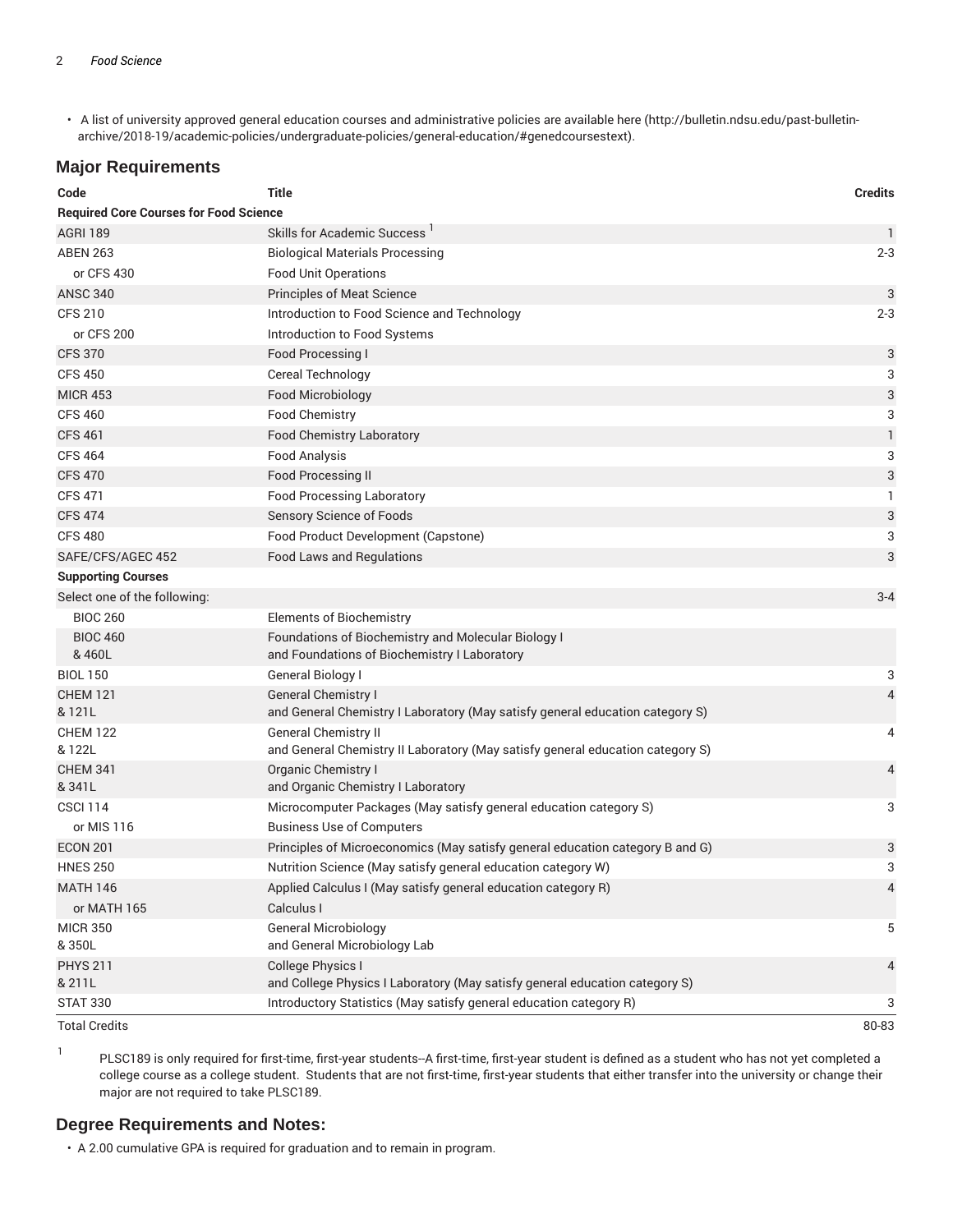- A list of university approved general education courses and administrative policies are available here (http://bulletin.ndsu.edu/past-bulletin-archive/2018-19/academic-policies/undergraduate-policies/general-education/#genedcoursestext).

## Major Requirements

| Code | Title | Credits |
|---|---|---|
| **Required Core Courses for Food Science** | | |
| AGRI 189 | Skills for Academic Success [1] | 1 |
| ABEN 263 | Biological Materials Processing | 2-3 |
| or CFS 430 | Food Unit Operations | |
| ANSC 340 | Principles of Meat Science | 3 |
| CFS 210 | Introduction to Food Science and Technology | 2-3 |
| or CFS 200 | Introduction to Food Systems | |
| CFS 370 | Food Processing I | 3 |
| CFS 450 | Cereal Technology | 3 |
| MICR 453 | Food Microbiology | 3 |
| CFS 460 | Food Chemistry | 3 |
| CFS 461 | Food Chemistry Laboratory | 1 |
| CFS 464 | Food Analysis | 3 |
| CFS 470 | Food Processing II | 3 |
| CFS 471 | Food Processing Laboratory | 1 |
| CFS 474 | Sensory Science of Foods | 3 |
| CFS 480 | Food Product Development (Capstone) | 3 |
| SAFE/CFS/AGEC 452 | Food Laws and Regulations | 3 |
| **Supporting Courses** | | |
| Select one of the following: | | 3-4 |
| BIOC 260 | Elements of Biochemistry | |
| BIOC 460 & 460L | Foundations of Biochemistry and Molecular Biology I and Foundations of Biochemistry I Laboratory | |
| BIOL 150 | General Biology I | 3 |
| CHEM 121 & 121L | General Chemistry I and General Chemistry I Laboratory (May satisfy general education category S) | 4 |
| CHEM 122 & 122L | General Chemistry II and General Chemistry II Laboratory (May satisfy general education category S) | 4 |
| CHEM 341 & 341L | Organic Chemistry I and Organic Chemistry I Laboratory | 4 |
| CSCI 114 | Microcomputer Packages (May satisfy general education category S) | 3 |
| or MIS 116 | Business Use of Computers | |
| ECON 201 | Principles of Microeconomics (May satisfy general education category B and G) | 3 |
| HNES 250 | Nutrition Science (May satisfy general education category W) | 3 |
| MATH 146 | Applied Calculus I (May satisfy general education category R) | 4 |
| or MATH 165 | Calculus I | |
| MICR 350 & 350L | General Microbiology and General Microbiology Lab | 5 |
| PHYS 211 & 211L | College Physics I and College Physics I Laboratory (May satisfy general education category S) | 4 |
| STAT 330 | Introductory Statistics (May satisfy general education category R) | 3 |
| Total Credits | | 80-83 |

[1] PLSC189 is only required for first-time, first-year students--A first-time, first-year student is defined as a student who has not yet completed a college course as a college student. Students that are not first-time, first-year students that either transfer into the university or change their major are not required to take PLSC189.

## Degree Requirements and Notes:

- A 2.00 cumulative GPA is required for graduation and to remain in program.